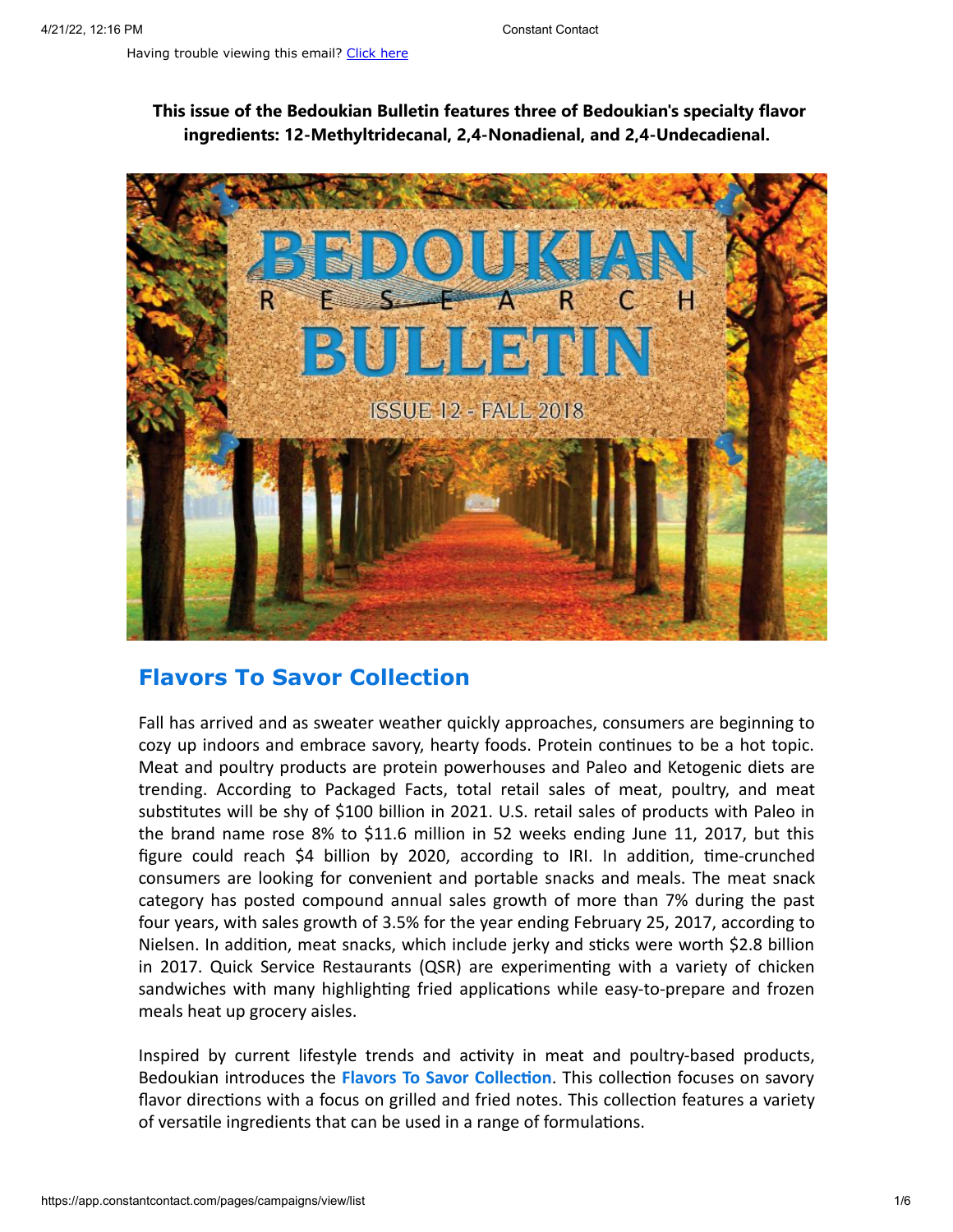Having trouble viewing this email? Click here

**This issue of the Bedoukian Bulletin features three of Bedoukian's specialty flavor ingredients: 12-Methyltridecanal, 2,4-Nonadienal, and 2,4-Undecadienal.**

## Flavors To Savor Collection

Fall has arrived and as sweater weather quickly approaches, consumers are beginning to cozy up indoors and embrace savory, hearty foods. Protein continues to be a hot topic. Meat and poultry products are protein powerhouses and Paleo and Ketogenic diets are trending. According to Packaged Facts, total retail sales of meat, poultry, and meat substitutes will be shy of $100 billion in 2021. U.S. retail sales of products with Paleo in the brand name rose 8% to $11.6 million in 52 weeks ending June 11, 2017, but this figure could reach $4 billion by 2020, according to IRI. In addition, time-crunched consumers are looking for convenient and portable snacks and meals. The meat snack category has posted compound annual sales growth of more than 7% during the past four years, with sales growth of 3.5% for the year ending February 25, 2017, according to Nielsen. In addition, meat snacks, which include jerky and sticks were worth $2.8 billion in 2017. Quick Service Restaurants (QSR) are experimenting with a variety of chicken sandwiches with many highlighting fried applications while easy-to-prepare and frozen meals heat up grocery aisles.

Inspired by current lifestyle trends and activity in meat and poultry-based products, Bedoukian introduces the **Flavors To Savor Collection**. This collection focuses on savory flavor directions with a focus on grilled and fried notes. This collection features a variety of versatile ingredients that can be used in a range of formulations.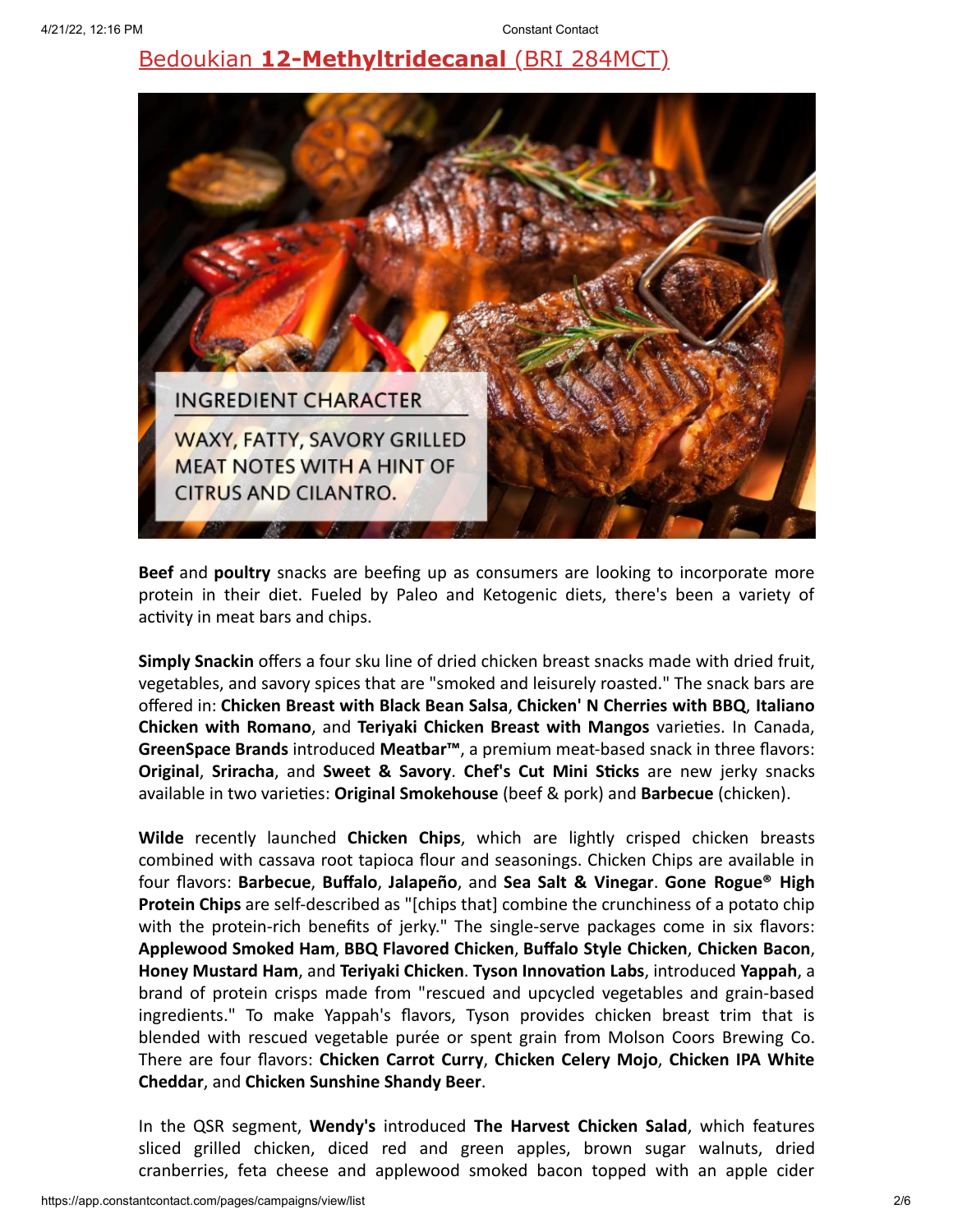## [Bedoukian **12-Methyltridecanal** (BRI 284MCT)]

INGREDIENT CHARACTER

WAXY, FATTY, SAVORY GRILLED MEAT NOTES WITH A HINT OF CITRUS AND CILANTRO.

**Beef** and **poultry** snacks are beefing up as consumers are looking to incorporate more protein in their diet. Fueled by Paleo and Ketogenic diets, there's been a variety of activity in meat bars and chips.

**Simply Snackin** offers a four sku line of dried chicken breast snacks made with dried fruit, vegetables, and savory spices that are "smoked and leisurely roasted." The snack bars are offered in: **Chicken Breast with Black Bean Salsa**, **Chicken' N Cherries with BBQ**, **Italiano Chicken with Romano**, and **Teriyaki Chicken Breast with Mangos** varieties. In Canada, **GreenSpace Brands** introduced **Meatbar™**, a premium meat-based snack in three flavors: **Original**, **Sriracha**, and **Sweet & Savory**. **Chef's Cut Mini Sticks** are new jerky snacks available in two varieties: **Original Smokehouse** (beef & pork) and **Barbecue** (chicken).

**Wilde** recently launched **Chicken Chips**, which are lightly crisped chicken breasts combined with cassava root tapioca flour and seasonings. Chicken Chips are available in four flavors: **Barbecue**, **Buffalo**, **Jalapeño**, and **Sea Salt & Vinegar**. **Gone Rogue® High Protein Chips** are self-described as "[chips that] combine the crunchiness of a potato chip with the protein-rich benefits of jerky." The single-serve packages come in six flavors: **Applewood Smoked Ham**, **BBQ Flavored Chicken**, **Buffalo Style Chicken**, **Chicken Bacon**, **Honey Mustard Ham**, and **Teriyaki Chicken**. **Tyson Innovation Labs**, introduced **Yappah**, a brand of protein crisps made from "rescued and upcycled vegetables and grain-based ingredients." To make Yappah's flavors, Tyson provides chicken breast trim that is blended with rescued vegetable purée or spent grain from Molson Coors Brewing Co. There are four flavors: **Chicken Carrot Curry**, **Chicken Celery Mojo**, **Chicken IPA White Cheddar**, and **Chicken Sunshine Shandy Beer**.

In the QSR segment, **Wendy's** introduced **The Harvest Chicken Salad**, which features sliced grilled chicken, diced red and green apples, brown sugar walnuts, dried cranberries, feta cheese and applewood smoked bacon topped with an apple cider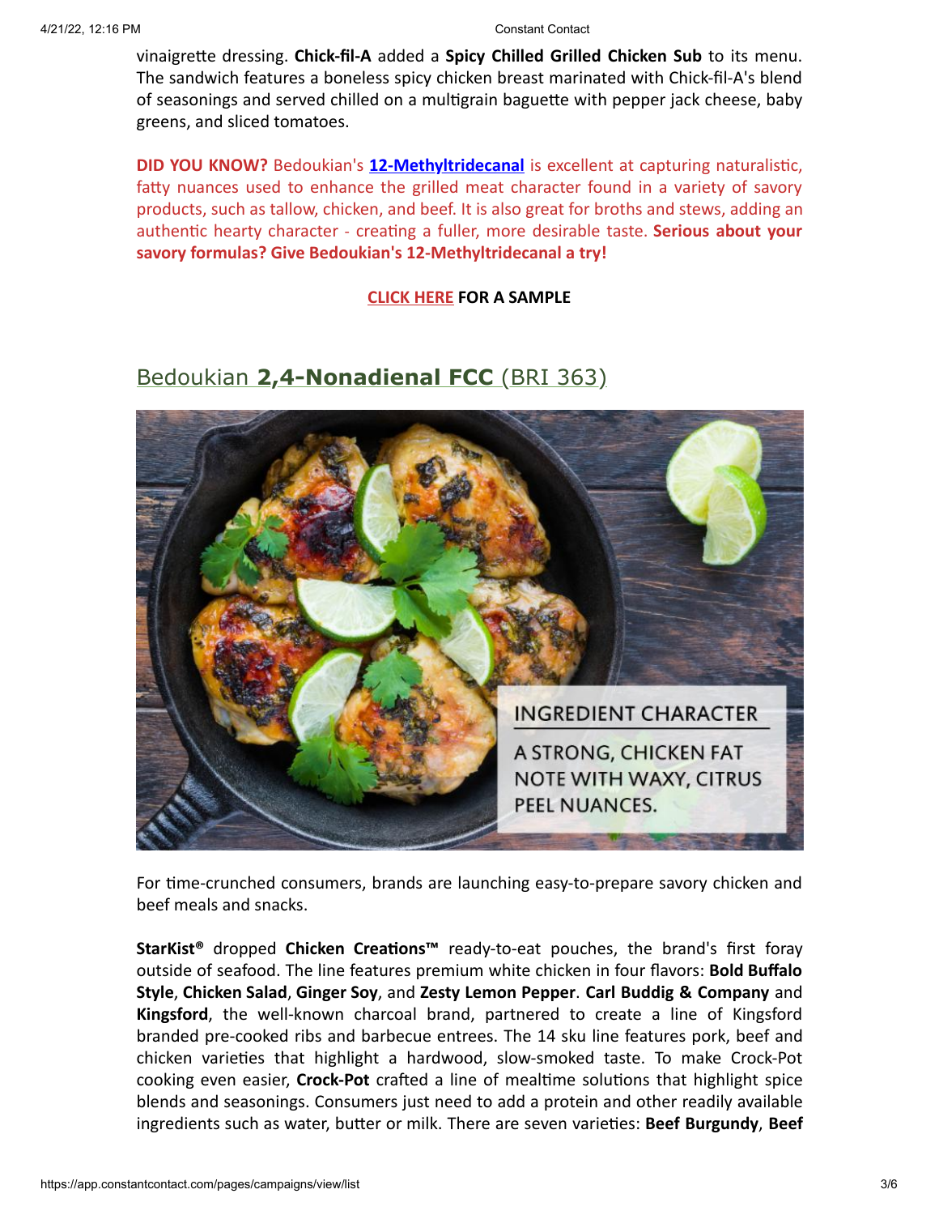vinaigrette dressing. **Chick-fil-A** added a **Spicy Chilled Grilled Chicken Sub** to its menu. The sandwich features a boneless spicy chicken breast marinated with Chick-fil-A's blend of seasonings and served chilled on a multigrain baguette with pepper jack cheese, baby greens, and sliced tomatoes.

**DID YOU KNOW?** Bedoukian's **12-Methyltridecanal** is excellent at capturing naturalistic, fatty nuances used to enhance the grilled meat character found in a variety of savory products, such as tallow, chicken, and beef. It is also great for broths and stews, adding an authentic hearty character - creating a fuller, more desirable taste. **Serious about your savory formulas? Give Bedoukian's 12-Methyltridecanal a try!**

**CLICK HERE FOR A SAMPLE**

## Bedoukian **2,4-Nonadienal FCC** (BRI 363)

INGREDIENT CHARACTER

A STRONG, CHICKEN FAT NOTE WITH WAXY, CITRUS PEEL NUANCES.

For time-crunched consumers, brands are launching easy-to-prepare savory chicken and beef meals and snacks.

**StarKist®** dropped **Chicken Creations™** ready-to-eat pouches, the brand's first foray outside of seafood. The line features premium white chicken in four flavors: **Bold Buffalo Style**, **Chicken Salad**, **Ginger Soy**, and **Zesty Lemon Pepper**. **Carl Buddig & Company** and **Kingsford**, the well-known charcoal brand, partnered to create a line of Kingsford branded pre-cooked ribs and barbecue entrees. The 14 sku line features pork, beef and chicken varieties that highlight a hardwood, slow-smoked taste. To make Crock-Pot cooking even easier, **Crock-Pot** crafted a line of mealtime solutions that highlight spice blends and seasonings. Consumers just need to add a protein and other readily available ingredients such as water, butter or milk. There are seven varieties: **Beef Burgundy**, **Beef**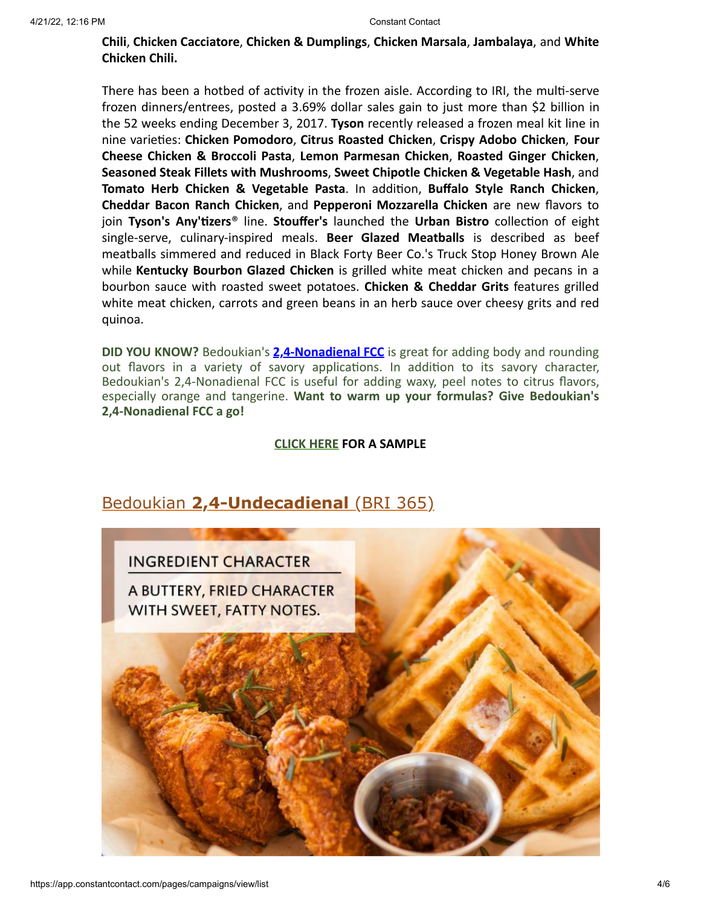**Chili**, **Chicken Cacciatore**, **Chicken & Dumplings**, **Chicken Marsala**, **Jambalaya**, and **White Chicken Chili.**

There has been a hotbed of activity in the frozen aisle. According to IRI, the multi-serve frozen dinners/entrees, posted a 3.69% dollar sales gain to just more than $2 billion in the 52 weeks ending December 3, 2017. **Tyson** recently released a frozen meal kit line in nine varieties: **Chicken Pomodoro**, **Citrus Roasted Chicken**, **Crispy Adobo Chicken**, **Four Cheese Chicken & Broccoli Pasta**, **Lemon Parmesan Chicken**, **Roasted Ginger Chicken**, **Seasoned Steak Fillets with Mushrooms**, **Sweet Chipotle Chicken & Vegetable Hash**, and **Tomato Herb Chicken & Vegetable Pasta**. In addition, **Buffalo Style Ranch Chicken**, **Cheddar Bacon Ranch Chicken**, and **Pepperoni Mozzarella Chicken** are new flavors to join **Tyson's Any'tizers®** line. **Stouffer's** launched the **Urban Bistro** collection of eight single-serve, culinary-inspired meals. **Beer Glazed Meatballs** is described as beef meatballs simmered and reduced in Black Forty Beer Co.'s Truck Stop Honey Brown Ale while **Kentucky Bourbon Glazed Chicken** is grilled white meat chicken and pecans in a bourbon sauce with roasted sweet potatoes. **Chicken & Cheddar Grits** features grilled white meat chicken, carrots and green beans in an herb sauce over cheesy grits and red quinoa.

**DID YOU KNOW?** Bedoukian's **2,4-Nonadienal FCC** is great for adding body and rounding out flavors in a variety of savory applications. In addition to its savory character, Bedoukian's 2,4-Nonadienal FCC is useful for adding waxy, peel notes to citrus flavors, especially orange and tangerine. **Want to warm up your formulas? Give Bedoukian's 2,4-Nonadienal FCC a go!**

**CLICK HERE FOR A SAMPLE**

## Bedoukian **2,4-Undecadienal** (BRI 365)

INGREDIENT CHARACTER

A BUTTERY, FRIED CHARACTER WITH SWEET, FATTY NOTES.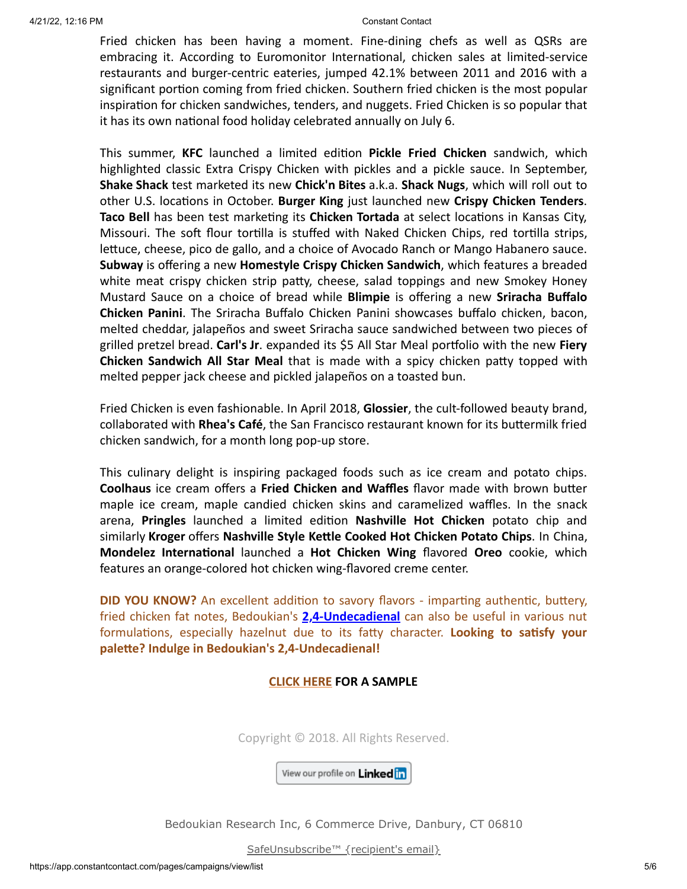Fried chicken has been having a moment. Fine-dining chefs as well as QSRs are embracing it. According to Euromonitor International, chicken sales at limited-service restaurants and burger-centric eateries, jumped 42.1% between 2011 and 2016 with a significant portion coming from fried chicken. Southern fried chicken is the most popular inspiration for chicken sandwiches, tenders, and nuggets. Fried Chicken is so popular that it has its own national food holiday celebrated annually on July 6.

This summer, **KFC** launched a limited edition **Pickle Fried Chicken** sandwich, which highlighted classic Extra Crispy Chicken with pickles and a pickle sauce. In September, **Shake Shack** test marketed its new **Chick'n Bites** a.k.a. **Shack Nugs**, which will roll out to other U.S. locations in October. **Burger King** just launched new **Crispy Chicken Tenders**. **Taco Bell** has been test marketing its **Chicken Tortada** at select locations in Kansas City, Missouri. The soft flour tortilla is stuffed with Naked Chicken Chips, red tortilla strips, lettuce, cheese, pico de gallo, and a choice of Avocado Ranch or Mango Habanero sauce. **Subway** is offering a new **Homestyle Crispy Chicken Sandwich**, which features a breaded white meat crispy chicken strip patty, cheese, salad toppings and new Smokey Honey Mustard Sauce on a choice of bread while **Blimpie** is offering a new **Sriracha Buffalo Chicken Panini**. The Sriracha Buffalo Chicken Panini showcases buffalo chicken, bacon, melted cheddar, jalapeños and sweet Sriracha sauce sandwiched between two pieces of grilled pretzel bread. **Carl's Jr**. expanded its $5 All Star Meal portfolio with the new **Fiery Chicken Sandwich All Star Meal** that is made with a spicy chicken patty topped with melted pepper jack cheese and pickled jalapeños on a toasted bun.

Fried Chicken is even fashionable. In April 2018, **Glossier**, the cult-followed beauty brand, collaborated with **Rhea's Café**, the San Francisco restaurant known for its buttermilk fried chicken sandwich, for a month long pop-up store.

This culinary delight is inspiring packaged foods such as ice cream and potato chips. **Coolhaus** ice cream offers a **Fried Chicken and Waffles** flavor made with brown butter maple ice cream, maple candied chicken skins and caramelized waffles. In the snack arena, **Pringles** launched a limited edition **Nashville Hot Chicken** potato chip and similarly **Kroger** offers **Nashville Style Kettle Cooked Hot Chicken Potato Chips**. In China, **Mondelez International** launched a **Hot Chicken Wing** flavored **Oreo** cookie, which features an orange-colored hot chicken wing-flavored creme center.

**DID YOU KNOW?** An excellent addition to savory flavors - imparting authentic, buttery, fried chicken fat notes, Bedoukian's **2,4-Undecadienal** can also be useful in various nut formulations, especially hazelnut due to its fatty character. **Looking to satisfy your palette? Indulge in Bedoukian's 2,4-Undecadienal!**

**CLICK HERE FOR A SAMPLE**

Copyright © 2018. All Rights Reserved.

View our profile on LinkedIn

Bedoukian Research Inc, 6 Commerce Drive, Danbury, CT 06810

SafeUnsubscribe™ {recipient's email}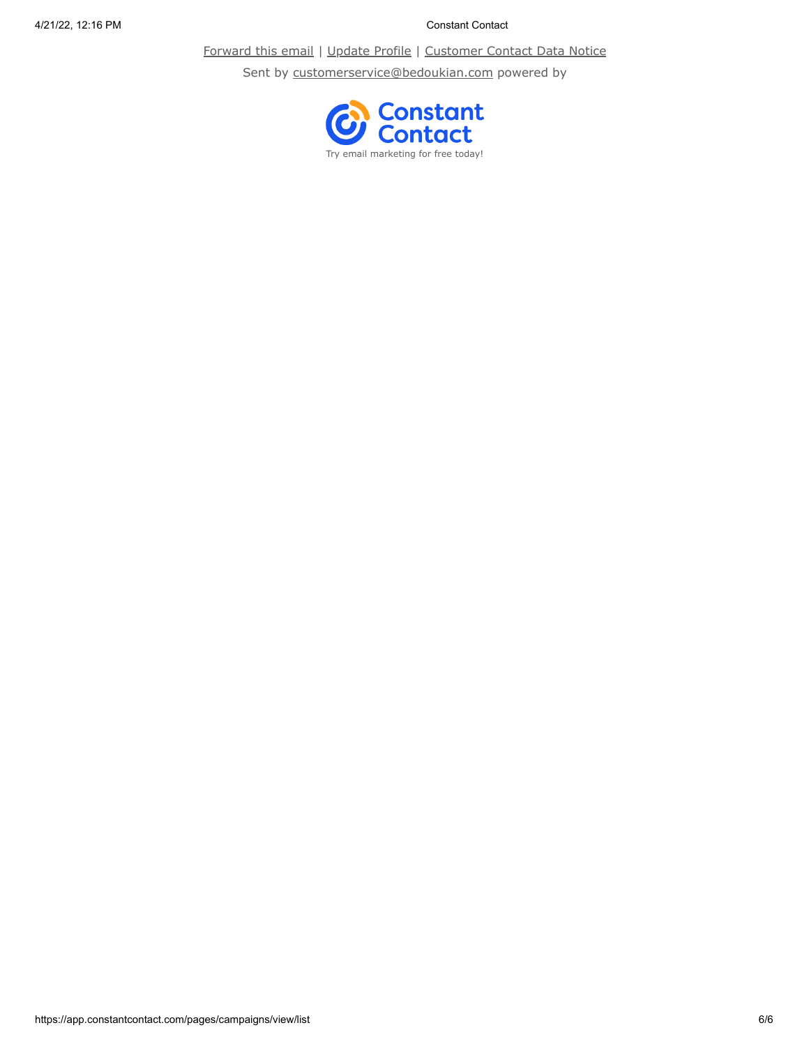Forward this email | Update Profile | Customer Contact Data Notice

Sent by customerservice@bedoukian.com powered by

Constant Contact

Try email marketing for free today!